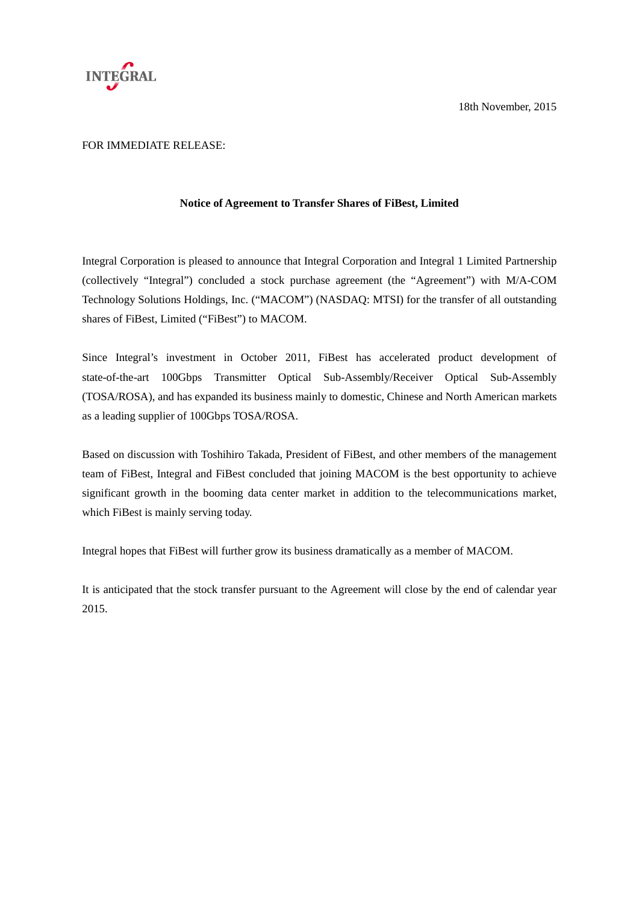INTEGRAL

18th November, 2015

FOR IMMEDIATE RELEASE:

**Notice of Agreement to Transfer Shares of FiBest, Limited**

Integral Corporation is pleased to announce that Integral Corporation and Integral 1 Limited Partnership (collectively "Integral") concluded a stock purchase agreement (the "Agreement") with M/A-COM Technology Solutions Holdings, Inc. ("MACOM") (NASDAQ: MTSI) for the transfer of all outstanding shares of FiBest, Limited ("FiBest") to MACOM.

Since Integral's investment in October 2011, FiBest has accelerated product development of state-of-the-art 100Gbps Transmitter Optical Sub-Assembly/Receiver Optical Sub-Assembly (TOSA/ROSA), and has expanded its business mainly to domestic, Chinese and North American markets as a leading supplier of 100Gbps TOSA/ROSA.

Based on discussion with Toshihiro Takada, President of FiBest, and other members of the management team of FiBest, Integral and FiBest concluded that joining MACOM is the best opportunity to achieve significant growth in the booming data center market in addition to the telecommunications market, which FiBest is mainly serving today.

Integral hopes that FiBest will further grow its business dramatically as a member of MACOM.

It is anticipated that the stock transfer pursuant to the Agreement will close by the end of calendar year 2015.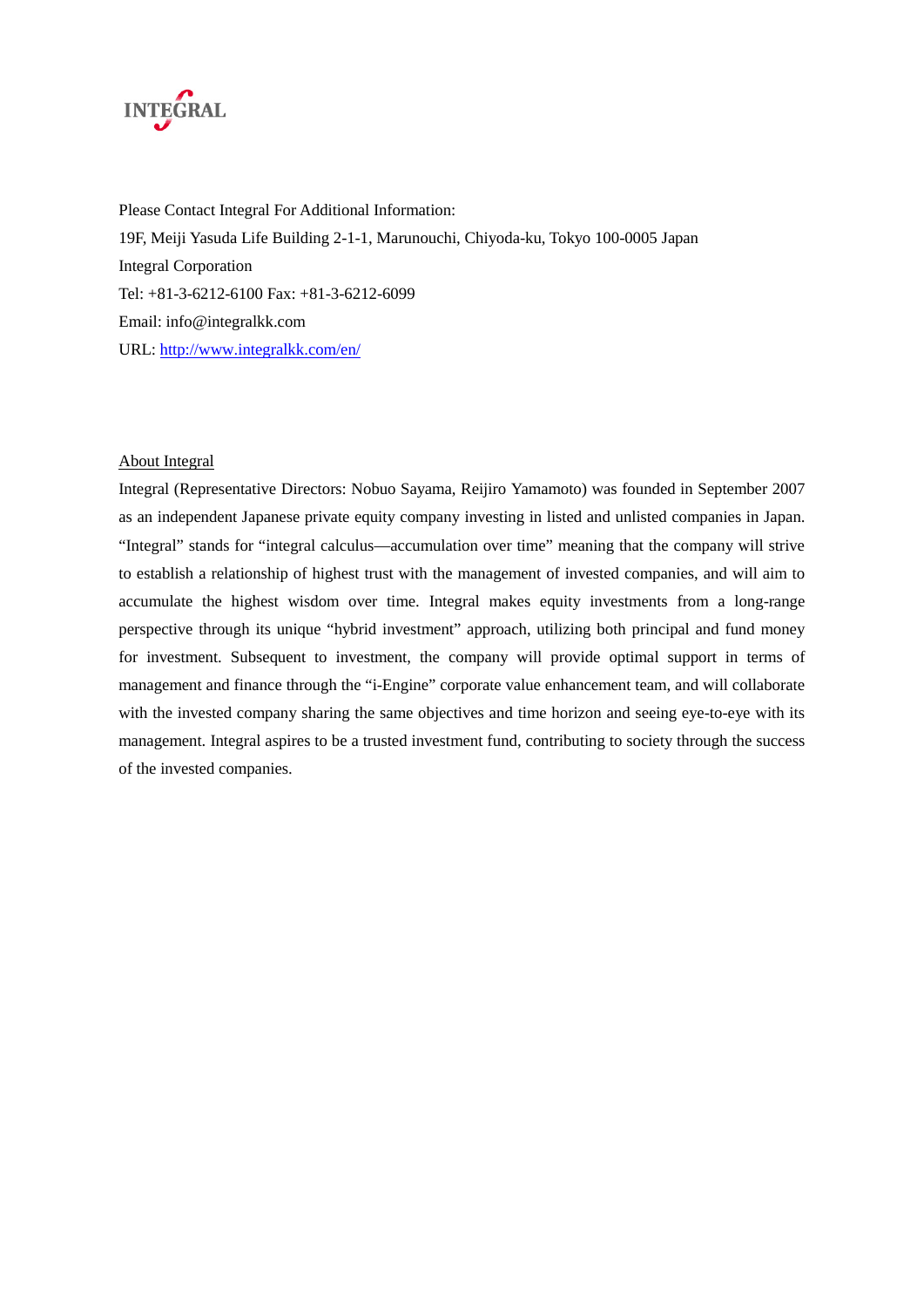INTEGRAL

Please Contact Integral For Additional Information:
19F, Meiji Yasuda Life Building 2-1-1, Marunouchi, Chiyoda-ku, Tokyo 100-0005 Japan
Integral Corporation
Tel: +81-3-6212-6100 Fax: +81-3-6212-6099
Email: info@integralkk.com
URL: http://www.integralkk.com/en/

About Integral

Integral (Representative Directors: Nobuo Sayama, Reijiro Yamamoto) was founded in September 2007 as an independent Japanese private equity company investing in listed and unlisted companies in Japan. "Integral" stands for "integral calculus—accumulation over time" meaning that the company will strive to establish a relationship of highest trust with the management of invested companies, and will aim to accumulate the highest wisdom over time. Integral makes equity investments from a long-range perspective through its unique "hybrid investment" approach, utilizing both principal and fund money for investment. Subsequent to investment, the company will provide optimal support in terms of management and finance through the "i-Engine" corporate value enhancement team, and will collaborate with the invested company sharing the same objectives and time horizon and seeing eye-to-eye with its management. Integral aspires to be a trusted investment fund, contributing to society through the success of the invested companies.